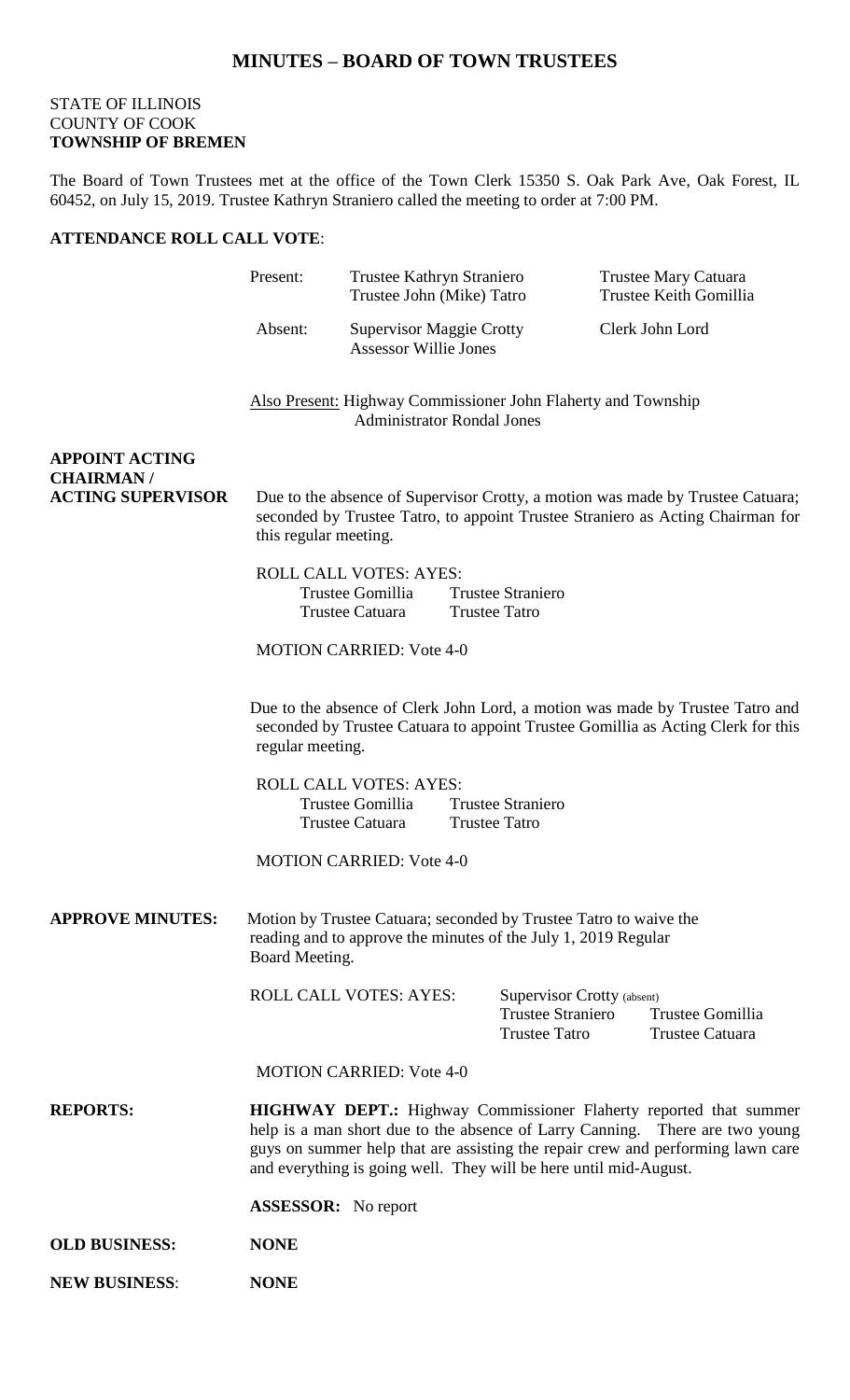# MINUTES – BOARD OF TOWN TRUSTEES

STATE OF ILLINOIS
COUNTY OF COOK
**TOWNSHIP OF BREMEN**

The Board of Town Trustees met at the office of the Town Clerk 15350 S. Oak Park Ave, Oak Forest, IL 60452, on July 15, 2019. Trustee Kathryn Straniero called the meeting to order at 7:00 PM.

**ATTENDANCE ROLL CALL VOTE**:

| | | |
|---|---|---|
| Present: | Trustee Kathryn Straniero<br>Trustee John (Mike) Tatro | Trustee Mary Catuara<br>Trustee Keith Gomillia |
| Absent: | Supervisor Maggie Crotty<br>Assessor Willie Jones | Clerk John Lord |

Also Present: Highway Commissioner John Flaherty and Township Administrator Rondal Jones

**APPOINT ACTING CHAIRMAN / ACTING SUPERVISOR**

Due to the absence of Supervisor Crotty, a motion was made by Trustee Catuara; seconded by Trustee Tatro, to appoint Trustee Straniero as Acting Chairman for this regular meeting.

ROLL CALL VOTES: AYES:
Trustee Gomillia Trustee Straniero
Trustee Catuara Trustee Tatro

MOTION CARRIED: Vote 4-0

Due to the absence of Clerk John Lord, a motion was made by Trustee Tatro and seconded by Trustee Catuara to appoint Trustee Gomillia as Acting Clerk for this regular meeting.

ROLL CALL VOTES: AYES:
Trustee Gomillia Trustee Straniero
Trustee Catuara Trustee Tatro

MOTION CARRIED: Vote 4-0

**APPROVE MINUTES:** Motion by Trustee Catuara; seconded by Trustee Tatro to waive the reading and to approve the minutes of the July 1, 2019 Regular Board Meeting.

ROLL CALL VOTES: AYES: Supervisor Crotty (absent)
Trustee Straniero Trustee Gomillia
Trustee Tatro Trustee Catuara

MOTION CARRIED: Vote 4-0

**REPORTS:** **HIGHWAY DEPT.:** Highway Commissioner Flaherty reported that summer help is a man short due to the absence of Larry Canning. There are two young guys on summer help that are assisting the repair crew and performing lawn care and everything is going well. They will be here until mid-August.

**ASSESSOR:** No report

**OLD BUSINESS:** **NONE**

**NEW BUSINESS**: **NONE**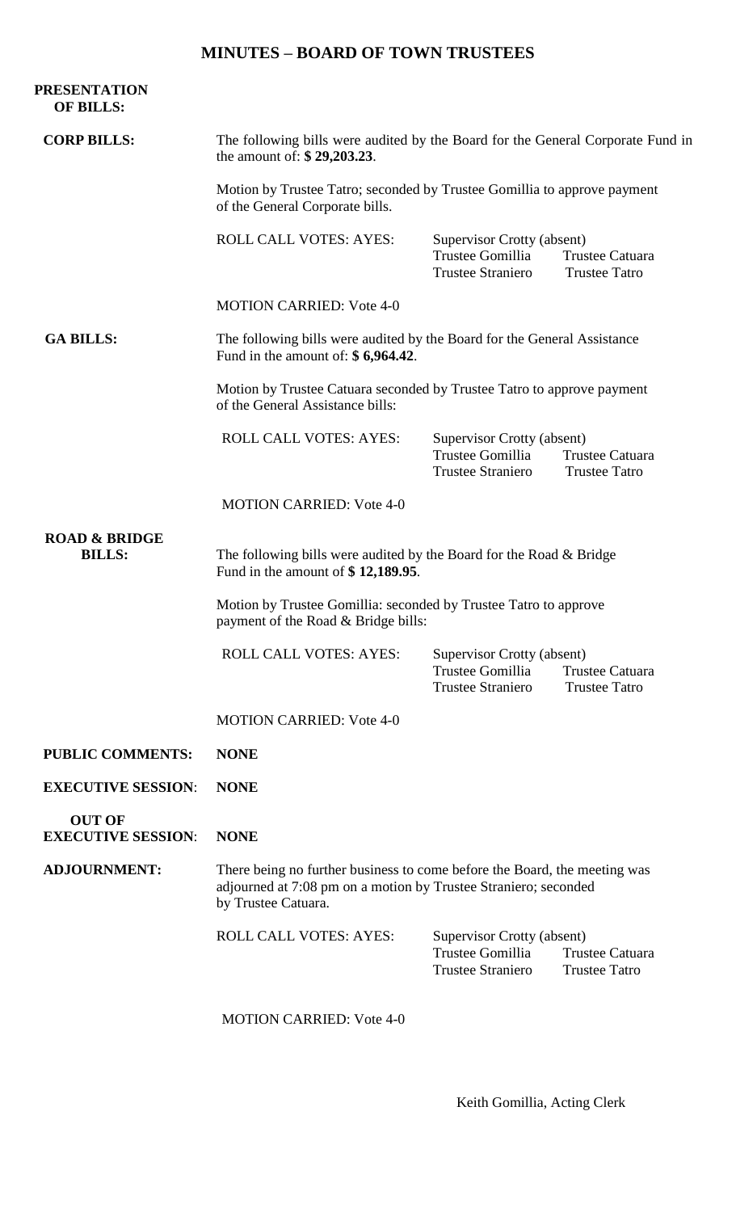# MINUTES – BOARD OF TOWN TRUSTEES

**PRESENTATION OF BILLS:**

**CORP BILLS:**

The following bills were audited by the Board for the General Corporate Fund in the amount of: **$ 29,203.23**.

Motion by Trustee Tatro; seconded by Trustee Gomillia to approve payment of the General Corporate bills.

| | | |
|---|---|---|
| ROLL CALL VOTES: AYES: | Supervisor Crotty (absent) | |
| | Trustee Gomillia | Trustee Catuara |
| | Trustee Straniero | Trustee Tatro |

MOTION CARRIED: Vote 4-0

**GA BILLS:**

The following bills were audited by the Board for the General Assistance Fund in the amount of: **$ 6,964.42**.

Motion by Trustee Catuara seconded by Trustee Tatro to approve payment of the General Assistance bills:

| | | |
|---|---|---|
| ROLL CALL VOTES: AYES: | Supervisor Crotty (absent) | |
| | Trustee Gomillia | Trustee Catuara |
| | Trustee Straniero | Trustee Tatro |

MOTION CARRIED: Vote 4-0

**ROAD & BRIDGE BILLS:**

The following bills were audited by the Board for the Road & Bridge Fund in the amount of **$ 12,189.95**.

Motion by Trustee Gomillia: seconded by Trustee Tatro to approve payment of the Road & Bridge bills:

| | | |
|---|---|---|
| ROLL CALL VOTES: AYES: | Supervisor Crotty (absent) | |
| | Trustee Gomillia | Trustee Catuara |
| | Trustee Straniero | Trustee Tatro |

MOTION CARRIED: Vote 4-0

**PUBLIC COMMENTS:** **NONE**

**EXECUTIVE SESSION:** **NONE**

**OUT OF EXECUTIVE SESSION:** **NONE**

**ADJOURNMENT:**

There being no further business to come before the Board, the meeting was adjourned at 7:08 pm on a motion by Trustee Straniero; seconded by Trustee Catuara.

| | | |
|---|---|---|
| ROLL CALL VOTES: AYES: | Supervisor Crotty (absent) | |
| | Trustee Gomillia | Trustee Catuara |
| | Trustee Straniero | Trustee Tatro |

MOTION CARRIED: Vote 4-0

Keith Gomillia, Acting Clerk